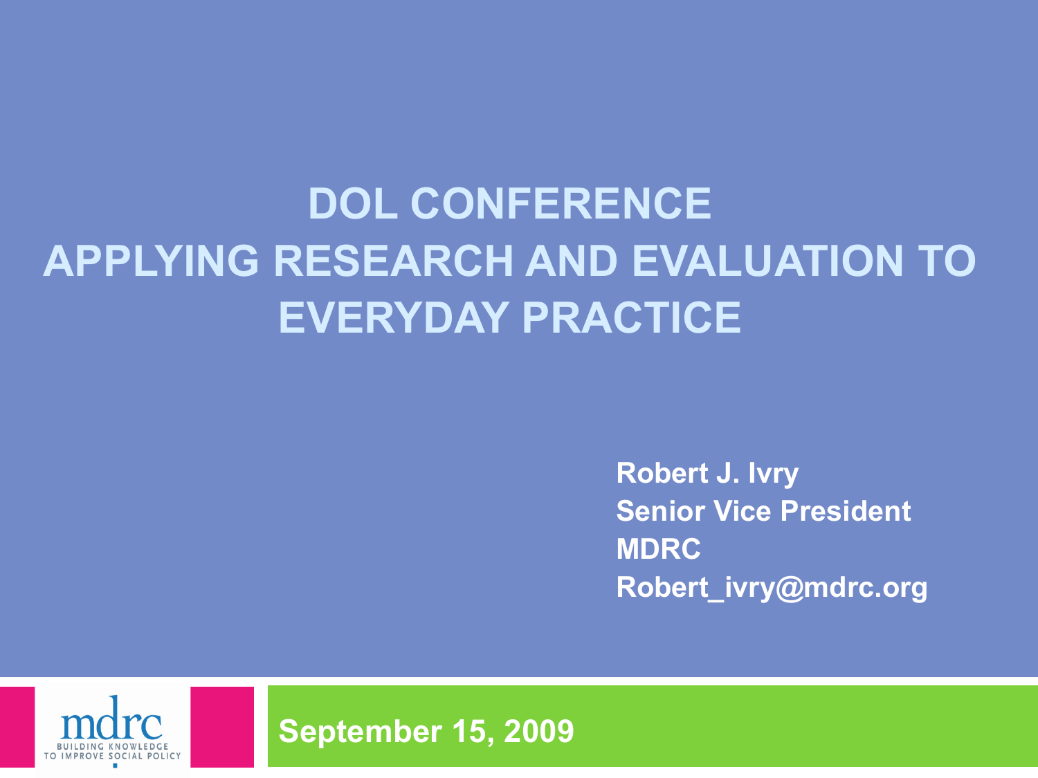# DOL CONFERENCE
# APPLYING RESEARCH AND EVALUATION TO EVERYDAY PRACTICE

**Robert J. Ivry**
**Senior Vice President**
**MDRC**
**Robert_ivry@mdrc.org**

mdrc
BUILDING KNOWLEDGE TO IMPROVE SOCIAL POLICY

**September 15, 2009**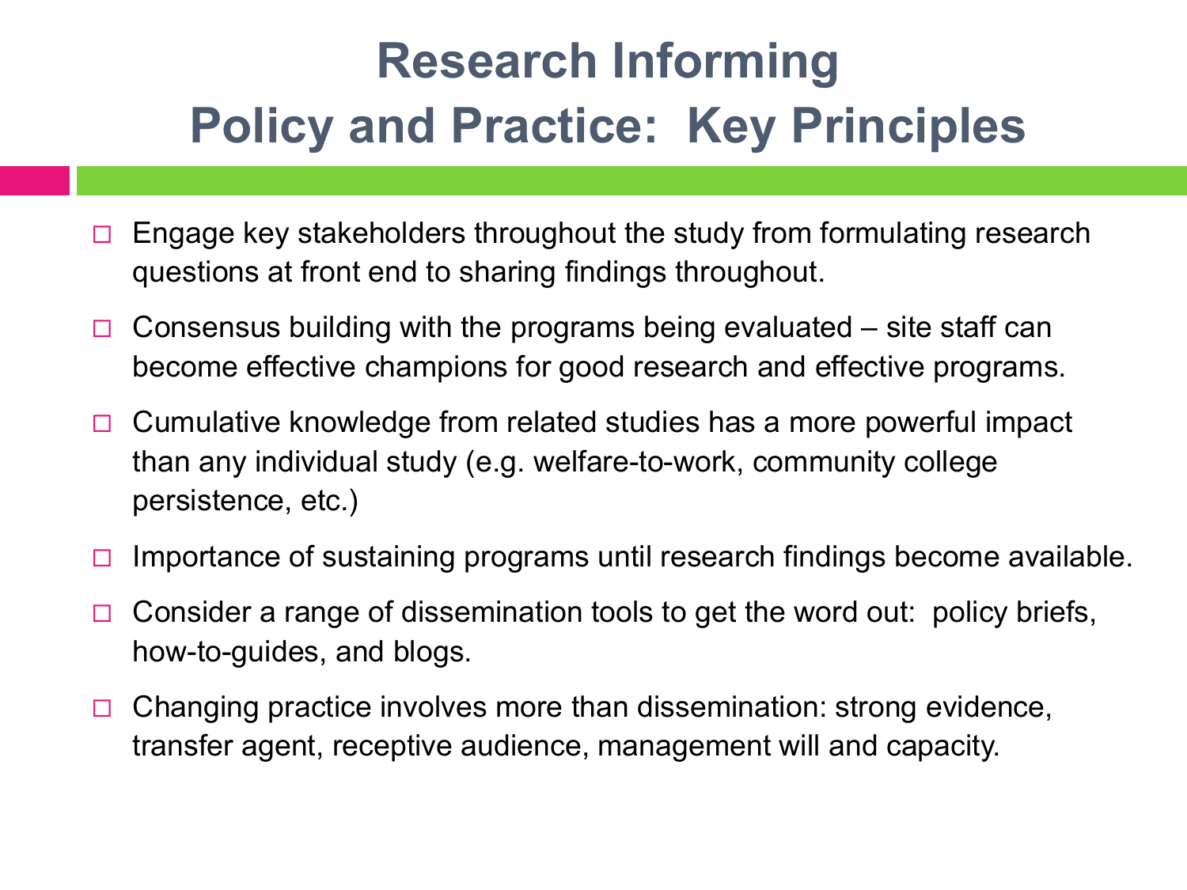# Research Informing Policy and Practice: Key Principles

- Engage key stakeholders throughout the study from formulating research questions at front end to sharing findings throughout.
- Consensus building with the programs being evaluated – site staff can become effective champions for good research and effective programs.
- Cumulative knowledge from related studies has a more powerful impact than any individual study (e.g. welfare-to-work, community college persistence, etc.)
- Importance of sustaining programs until research findings become available.
- Consider a range of dissemination tools to get the word out: policy briefs, how-to-guides, and blogs.
- Changing practice involves more than dissemination: strong evidence, transfer agent, receptive audience, management will and capacity.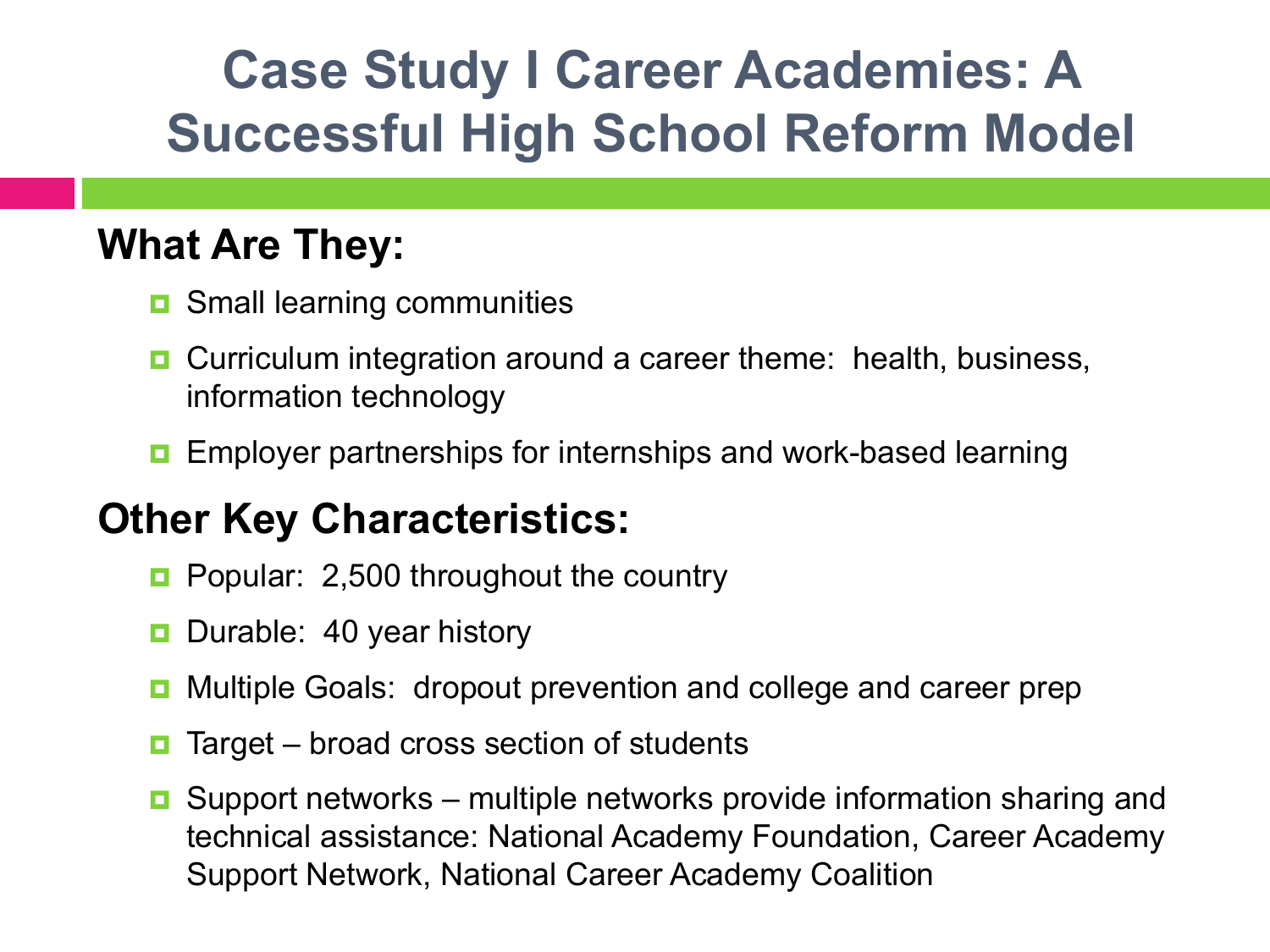# Case Study I Career Academies: A Successful High School Reform Model

## What Are They:

- Small learning communities
- Curriculum integration around a career theme: health, business, information technology
- Employer partnerships for internships and work-based learning

## Other Key Characteristics:

- Popular: 2,500 throughout the country
- Durable: 40 year history
- Multiple Goals: dropout prevention and college and career prep
- Target – broad cross section of students
- Support networks – multiple networks provide information sharing and technical assistance: National Academy Foundation, Career Academy Support Network, National Career Academy Coalition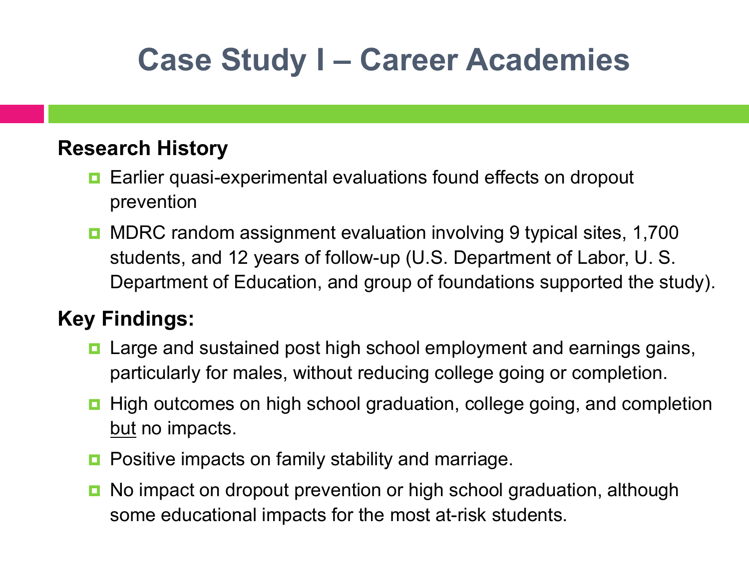# Case Study I – Career Academies

**Research History**

- Earlier quasi-experimental evaluations found effects on dropout prevention
- MDRC random assignment evaluation involving 9 typical sites, 1,700 students, and 12 years of follow-up (U.S. Department of Labor, U. S. Department of Education, and group of foundations supported the study).

**Key Findings:**

- Large and sustained post high school employment and earnings gains, particularly for males, without reducing college going or completion.
- High outcomes on high school graduation, college going, and completion <u>but</u> no impacts.
- Positive impacts on family stability and marriage.
- No impact on dropout prevention or high school graduation, although some educational impacts for the most at-risk students.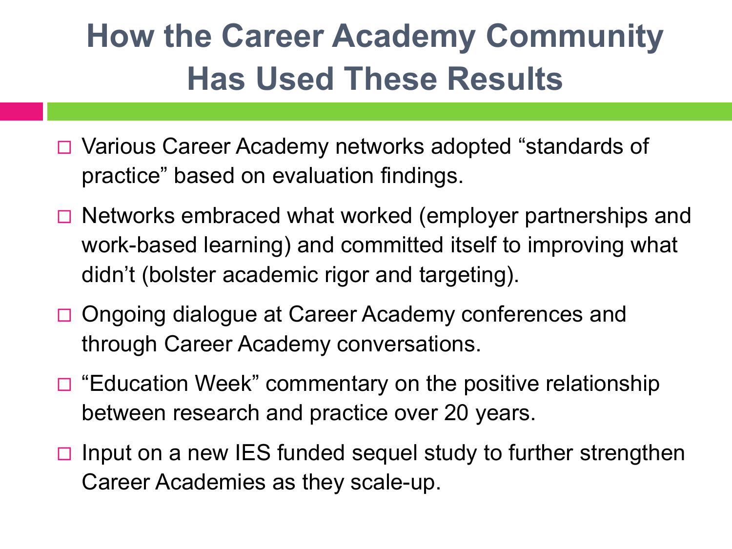# How the Career Academy Community Has Used These Results

- Various Career Academy networks adopted "standards of practice" based on evaluation findings.
- Networks embraced what worked (employer partnerships and work-based learning) and committed itself to improving what didn't (bolster academic rigor and targeting).
- Ongoing dialogue at Career Academy conferences and through Career Academy conversations.
- "Education Week" commentary on the positive relationship between research and practice over 20 years.
- Input on a new IES funded sequel study to further strengthen Career Academies as they scale-up.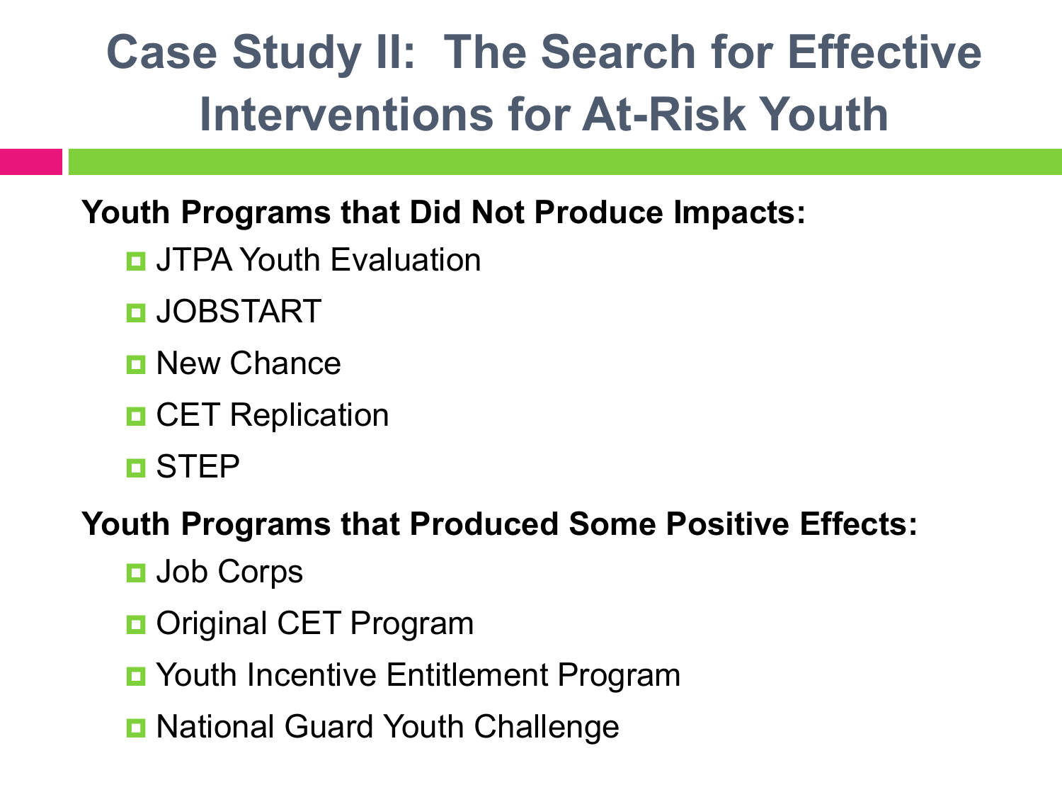# Case Study II: The Search for Effective Interventions for At-Risk Youth

**Youth Programs that Did Not Produce Impacts:**

- JTPA Youth Evaluation
- JOBSTART
- New Chance
- CET Replication
- STEP

**Youth Programs that Produced Some Positive Effects:**

- Job Corps
- Original CET Program
- Youth Incentive Entitlement Program
- National Guard Youth Challenge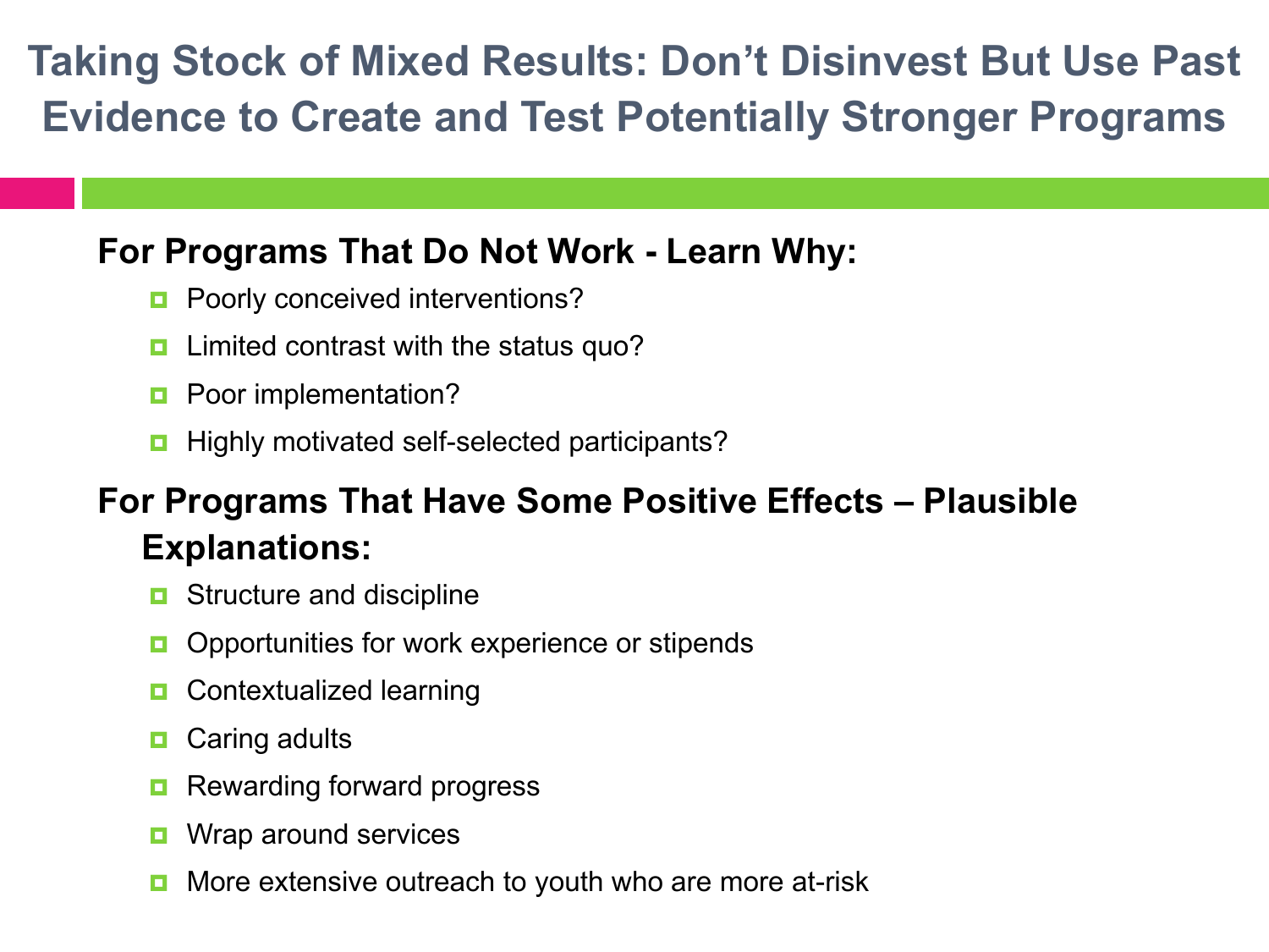# Taking Stock of Mixed Results: Don't Disinvest But Use Past Evidence to Create and Test Potentially Stronger Programs

**For Programs That Do Not Work - Learn Why:**

- Poorly conceived interventions?
- Limited contrast with the status quo?
- Poor implementation?
- Highly motivated self-selected participants?

**For Programs That Have Some Positive Effects – Plausible Explanations:**

- Structure and discipline
- Opportunities for work experience or stipends
- Contextualized learning
- Caring adults
- Rewarding forward progress
- Wrap around services
- More extensive outreach to youth who are more at-risk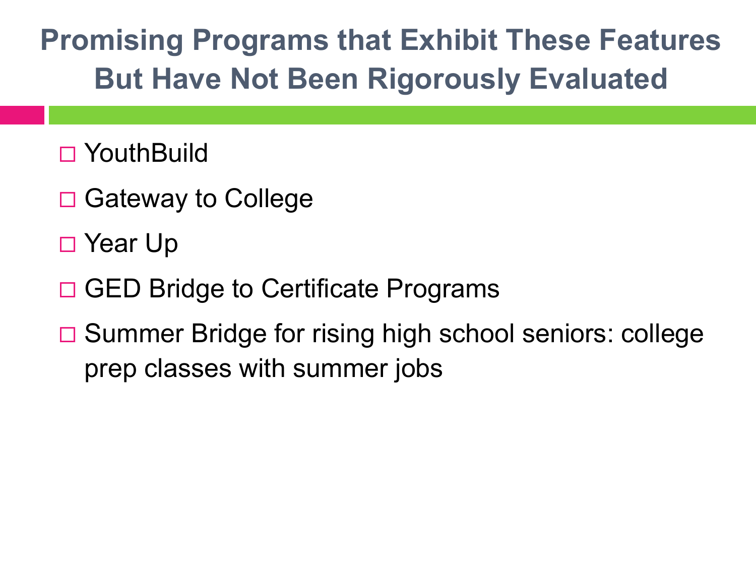# Promising Programs that Exhibit These Features But Have Not Been Rigorously Evaluated

- YouthBuild
- Gateway to College
- Year Up
- GED Bridge to Certificate Programs
- Summer Bridge for rising high school seniors: college prep classes with summer jobs